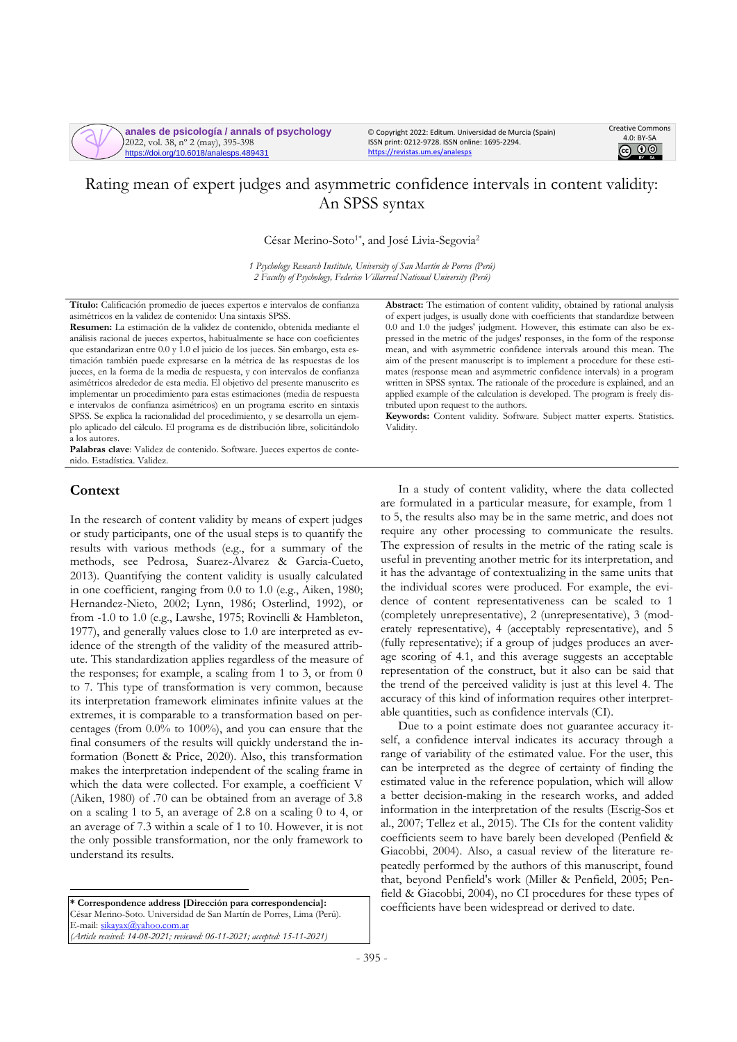# Rating mean of expert judges and asymmetric confidence intervals in content validity: An SPSS syntax

César Merino-Soto[1*], and José Livia-Segovia[2]

*1 Psychology Research Institute, University of San Martín de Porres (Perú)*
*2 Faculty of Psychology, Federico Villarreal National University (Perú)*

**Título:** Calificación promedio de jueces expertos e intervalos de confianza asimétricos en la validez de contenido: Una sintaxis SPSS.

**Resumen:** La estimación de la validez de contenido, obtenida mediante el análisis racional de jueces expertos, habitualmente se hace con coeficientes que estandarizan entre 0.0 y 1.0 el juicio de los jueces. Sin embargo, esta estimación también puede expresarse en la métrica de las respuestas de los jueces, en la forma de la media de respuesta, y con intervalos de confianza asimétricos alrededor de esta media. El objetivo del presente manuscrito es implementar un procedimiento para estas estimaciones (media de respuesta e intervalos de confianza asimétricos) en un programa escrito en sintaxis SPSS. Se explica la racionalidad del procedimiento, y se desarrolla un ejemplo aplicado del cálculo. El programa es de distribución libre, solicitándolo a los autores.

**Palabras clave**: Validez de contenido. Software. Jueces expertos de contenido. Estadística. Validez.

**Abstract:** The estimation of content validity, obtained by rational analysis of expert judges, is usually done with coefficients that standardize between 0.0 and 1.0 the judges' judgment. However, this estimate can also be expressed in the metric of the judges' responses, in the form of the response mean, and with asymmetric confidence intervals around this mean. The aim of the present manuscript is to implement a procedure for these estimates (response mean and asymmetric confidence intervals) in a program written in SPSS syntax. The rationale of the procedure is explained, and an applied example of the calculation is developed. The program is freely distributed upon request to the authors.

**Keywords:** Content validity. Software. Subject matter experts. Statistics. Validity.

## Context

In the research of content validity by means of expert judges or study participants, one of the usual steps is to quantify the results with various methods (e.g., for a summary of the methods, see Pedrosa, Suarez-Álvarez & Garcia-Cueto, 2013). Quantifying the content validity is usually calculated in one coefficient, ranging from 0.0 to 1.0 (e.g., Aiken, 1980; Hernandez-Nieto, 2002; Lynn, 1986; Osterlind, 1992), or from -1.0 to 1.0 (e.g., Lawshe, 1975; Rovinelli & Hambleton, 1977), and generally values close to 1.0 are interpreted as evidence of the strength of the validity of the measured attribute. This standardization applies regardless of the measure of the responses; for example, a scaling from 1 to 3, or from 0 to 7. This type of transformation is very common, because its interpretation framework eliminates infinite values at the extremes, it is comparable to a transformation based on percentages (from 0.0% to 100%), and you can ensure that the final consumers of the results will quickly understand the information (Bonett & Price, 2020). Also, this transformation makes the interpretation independent of the scaling frame in which the data were collected. For example, a coefficient V (Aiken, 1980) of .70 can be obtained from an average of 3.8 on a scaling 1 to 5, an average of 2.8 on a scaling 0 to 4, or an average of 7.3 within a scale of 1 to 10. However, it is not the only possible transformation, nor the only framework to understand its results.

In a study of content validity, where the data collected are formulated in a particular measure, for example, from 1 to 5, the results also may be in the same metric, and does not require any other processing to communicate the results. The expression of results in the metric of the rating scale is useful in preventing another metric for its interpretation, and it has the advantage of contextualizing in the same units that the individual scores were produced. For example, the evidence of content representativeness can be scaled to 1 (completely unrepresentative), 2 (unrepresentative), 3 (moderately representative), 4 (acceptably representative), and 5 (fully representative); if a group of judges produces an average scoring of 4.1, and this average suggests an acceptable representation of the construct, but it also can be said that the trend of the perceived validity is just at this level 4. The accuracy of this kind of information requires other interpretable quantities, such as confidence intervals (CI).

Due to a point estimate does not guarantee accuracy itself, a confidence interval indicates its accuracy through a range of variability of the estimated value. For the user, this can be interpreted as the degree of certainty of finding the estimated value in the reference population, which will allow a better decision-making in the research works, and added information in the interpretation of the results (Escrig-Sos et al., 2007; Tellez et al., 2015). The CIs for the content validity coefficients seem to have barely been developed (Penfield & Giacobbi, 2004). Also, a casual review of the literature repeatedly performed by the authors of this manuscript, found that, beyond Penfield's work (Miller & Penfield, 2005; Penfield & Giacobbi, 2004), no CI procedures for these types of coefficients have been widespread or derived to date.

---

**\* Correspondence address [Dirección para correspondencia]:**
César Merino-Soto. Universidad de San Martín de Porres, Lima (Perú).
E-mail: sikayax@yahoo.com.ar
*(Article received: 14-08-2021; reviewed: 06-11-2021; accepted: 15-11-2021)*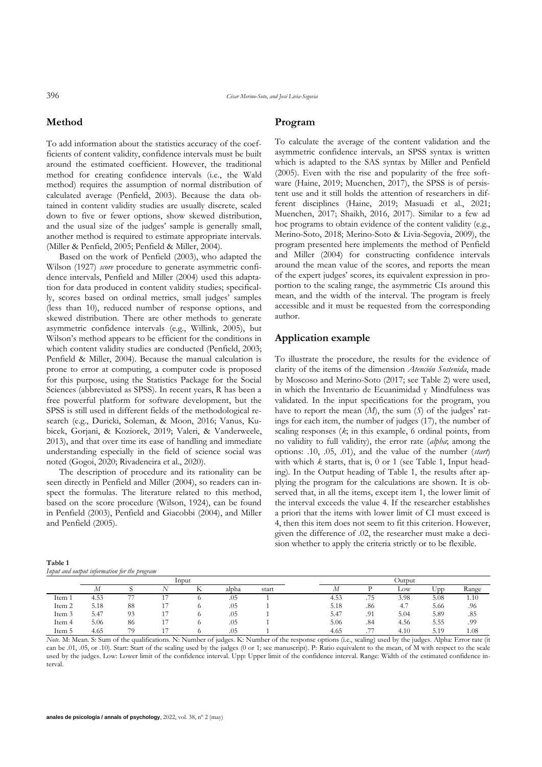## Method

To add information about the statistics accuracy of the coefficients of content validity, confidence intervals must be built around the estimated coefficient. However, the traditional method for creating confidence intervals (i.e., the Wald method) requires the assumption of normal distribution of calculated average (Penfield, 2003). Because the data obtained in content validity studies are usually discrete, scaled down to five or fewer options, show skewed distribution, and the usual size of the judges' sample is generally small, another method is required to estimate appropriate intervals. (Miller & Penfield, 2005; Penfield & Miller, 2004).

Based on the work of Penfield (2003), who adapted the Wilson (1927) *score* procedure to generate asymmetric confidence intervals, Penfield and Miller (2004) used this adaptation for data produced in content validity studies; specifically, scores based on ordinal metrics, small judges' samples (less than 10), reduced number of response options, and skewed distribution. There are other methods to generate asymmetric confidence intervals (e.g., Willink, 2005), but Wilson's method appears to be efficient for the conditions in which content validity studies are conducted (Penfield, 2003; Penfield & Miller, 2004). Because the manual calculation is prone to error at computing, a computer code is proposed for this purpose, using the Statistics Package for the Social Sciences (abbreviated as SPSS). In recent years, R has been a free powerful platform for software development, but the SPSS is still used in different fields of the methodological research (e.g., Duricki, Soleman, & Moon, 2016; Vanus, Kubicek, Gorjani, & Koziorek, 2019; Valeri, & Vanderweele, 2013), and that over time its ease of handling and immediate understanding especially in the field of science social was noted (Gogoi, 2020; Rivadeneira et al., 2020).

The description of procedure and its rationality can be seen directly in Penfield and Miller (2004), so readers can inspect the formulas. The literature related to this method, based on the score procedure (Wilson, 1924), can be found in Penfield (2003), Penfield and Giacobbi (2004), and Miller and Penfield (2005).

## Program

To calculate the average of the content validation and the asymmetric confidence intervals, an SPSS syntax is written which is adapted to the SAS syntax by Miller and Penfield (2005). Even with the rise and popularity of the free software (Haine, 2019; Muenchen, 2017), the SPSS is of persistent use and it still holds the attention of researchers in different disciplines (Haine, 2019; Masuadi et al., 2021; Muenchen, 2017; Shaikh, 2016, 2017). Similar to a few ad hoc programs to obtain evidence of the content validity (e.g., Merino-Soto, 2018; Merino-Soto & Livia-Segovia, 2009), the program presented here implements the method of Penfield and Miller (2004) for constructing confidence intervals around the mean value of the scores, and reports the mean of the expert judges' scores, its equivalent expression in proportion to the scaling range, the asymmetric CIs around this mean, and the width of the interval. The program is freely accessible and it must be requested from the corresponding author.

## Application example

To illustrate the procedure, the results for the evidence of clarity of the items of the dimension *Atención Sostenida*, made by Moscoso and Merino-Soto (2017; see Table 2) were used, in which the Inventario de Ecuanimidad y Mindfulness was validated. In the input specifications for the program, you have to report the mean (*M*), the sum (*S*) of the judges' ratings for each item, the number of judges (17), the number of scaling responses (*k*; in this example, 6 ordinal points, from no validity to full validity), the error rate (*alpha*; among the options: .10, .05, .01), and the value of the number (*start*) with which *k* starts, that is, 0 or 1 (see Table 1, Input heading). In the Output heading of Table 1, the results after applying the program for the calculations are shown. It is observed that, in all the items, except item 1, the lower limit of the interval exceeds the value 4. If the researcher establishes a priori that the items with lower limit of CI must exceed is 4, then this item does not seem to fit this criterion. However, given the difference of .02, the researcher must make a decision whether to apply the criteria strictly or to be flexible.

**Table 1**
*Input and output information for the program*

| | Input | | | | | | Output | | | | |
|---|---|---|---|---|---|---|---|---|---|---|---|
| | *M* | S | *N* | K | alpha | start | *M* | P | Low | Upp | Range |
| Item 1 | 4.53 | 77 | 17 | 6 | .05 | 1 | 4.53 | .75 | 3.98 | 5.08 | 1.10 |
| Item 2 | 5.18 | 88 | 17 | 6 | .05 | 1 | 5.18 | .86 | 4.7 | 5.66 | .96 |
| Item 3 | 5.47 | 93 | 17 | 6 | .05 | 1 | 5.47 | .91 | 5.04 | 5.89 | .85 |
| Item 4 | 5.06 | 86 | 17 | 6 | .05 | 1 | 5.06 | .84 | 4.56 | 5.55 | .99 |
| Item 5 | 4.65 | 79 | 17 | 6 | .05 | 1 | 4.65 | .77 | 4.10 | 5.19 | 1.08 |

*Note*. M: Mean. S: Sum of the qualifications. N: Number of judges. K: Number of the response options (i.e., scaling) used by the judges. Alpha: Error rate (it can be .01, .05, or .10). Start: Start of the scaling used by the judges (0 or 1; see manuscript). P: Ratio equivalent to the mean, of M with respect to the scale used by the judges. Low: Lower limit of the confidence interval. Upp: Upper limit of the confidence interval. Range: Width of the estimated confidence interval.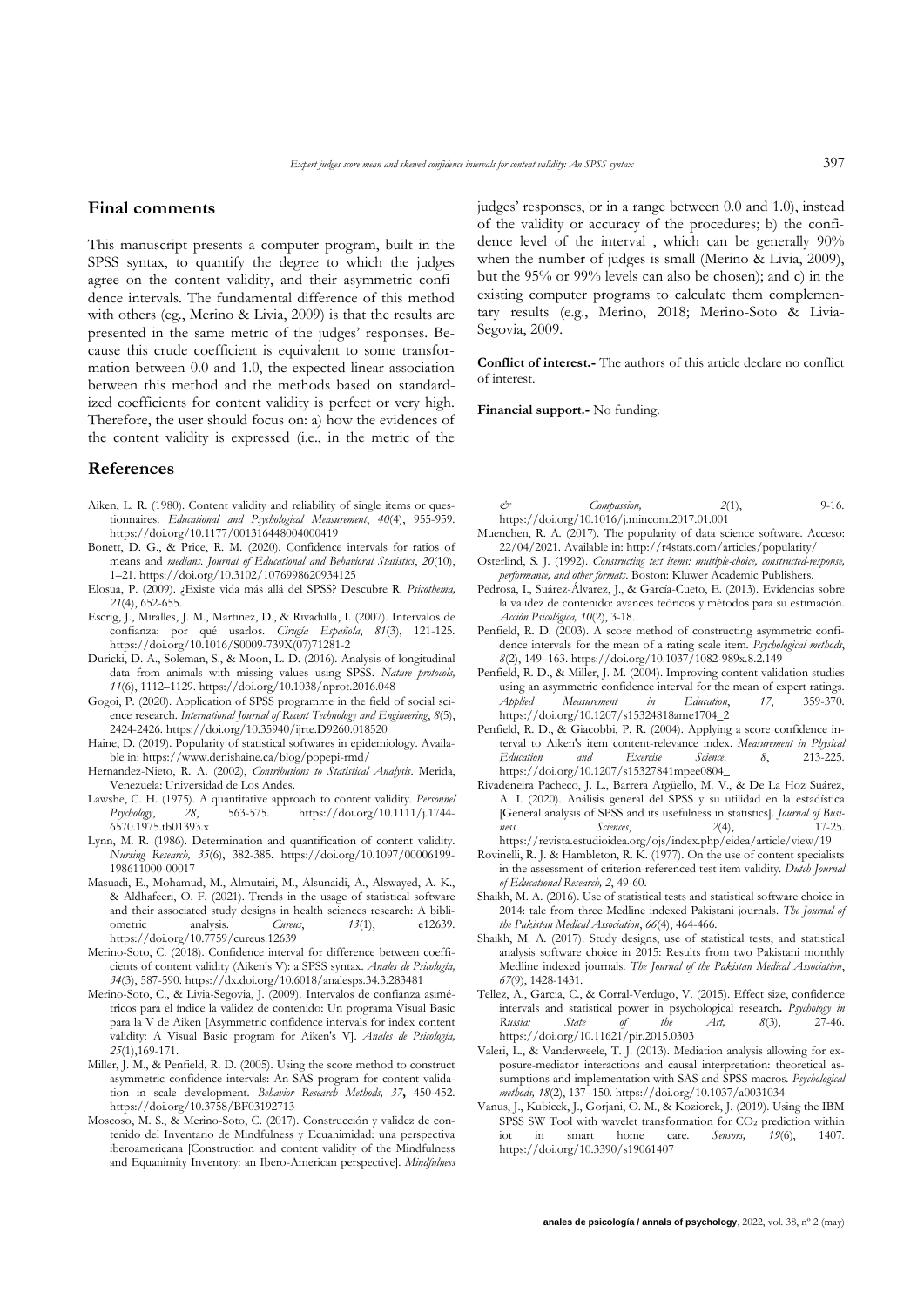## Final comments

This manuscript presents a computer program, built in the SPSS syntax, to quantify the degree to which the judges agree on the content validity, and their asymmetric confidence intervals. The fundamental difference of this method with others (eg., Merino & Livia, 2009) is that the results are presented in the same metric of the judges' responses. Because this crude coefficient is equivalent to some transformation between 0.0 and 1.0, the expected linear association between this method and the methods based on standardized coefficients for content validity is perfect or very high. Therefore, the user should focus on: a) how the evidences of the content validity is expressed (i.e., in the metric of the judges' responses, or in a range between 0.0 and 1.0), instead of the validity or accuracy of the procedures; b) the confidence level of the interval , which can be generally 90% when the number of judges is small (Merino & Livia, 2009), but the 95% or 99% levels can also be chosen); and c) in the existing computer programs to calculate them complementary results (e.g., Merino, 2018; Merino-Soto & Livia-Segovia, 2009.

**Conflict of interest.-** The authors of this article declare no conflict of interest.

**Financial support.-** No funding.

## References

Aiken, L. R. (1980). Content validity and reliability of single items or questionnaires. *Educational and Psychological Measurement*, *40*(4), 955-959. https://doi.org/10.1177/001316448004000419

Bonett, D. G., & Price, R. M. (2020). Confidence intervals for ratios of means and *medians. Journal of Educational and Behavioral Statistics*, *20*(10), 1–21. https://doi.org/10.3102/1076998620934125

Elosua, P. (2009). ¿Existe vida más allá del SPSS? Descubre R. *Psicothema, 21*(4), 652-655.

Escrig, J., Miralles, J. M., Martínez, D., & Rivadulla, I. (2007). Intervalos de confianza: por qué usarlos. *Cirugía Española*, *81*(3), 121-125. https://doi.org/10.1016/S0009-739X(07)71281-2

Duricki, D. A., Soleman, S., & Moon, L. D. (2016). Analysis of longitudinal data from animals with missing values using SPSS. *Nature protocols, 11*(6), 1112–1129. https://doi.org/10.1038/nprot.2016.048

Gogoi, P. (2020). Application of SPSS programme in the field of social science research. *International Journal of Recent Technology and Engineering*, *8*(5), 2424-2426. https://doi.org/10.35940/ijrte.D9260.018520

Haine, D. (2019). Popularity of statistical softwares in epidemiology. Available in: https://www.denishaine.ca/blog/popepi-rmd/

Hernandez-Nieto, R. A. (2002), *Contributions to Statistical Analysis*. Merida, Venezuela: Universidad de Los Andes.

Lawshe, C. H. (1975). A quantitative approach to content validity. *Personnel Psychology*, *28*, 563-575. https://doi.org/10.1111/j.1744-6570.1975.tb01393.x

Lynn, M. R. (1986). Determination and quantification of content validity. *Nursing Research, 35*(6), 382-385. https://doi.org/10.1097/00006199-198611000-00017

Masuadi, E., Mohamud, M., Almutairi, M., Alsunaidi, A., Alswayed, A. K., & Aldhafeeri, O. F. (2021). Trends in the usage of statistical software and their associated study designs in health sciences research: A bibliometric analysis. *Cureus*, *13*(1), e12639. https://doi.org/10.7759/cureus.12639

Merino-Soto, C. (2018). Confidence interval for difference between coefficients of content validity (Aiken's V): a SPSS syntax. *Anales de Psicología, 34*(3), 587-590. https://dx.doi.org/10.6018/analesps.34.3.283481

Merino-Soto, C., & Livia-Segovia, J. (2009). Intervalos de confianza asimétricos para el índice la validez de contenido: Un programa Visual Basic para la V de Aiken [Asymmetric confidence intervals for index content validity: A Visual Basic program for Aiken's V]. *Anales de Psicología, 25*(1),169-171.

Miller, J. M., & Penfield, R. D. (2005). Using the score method to construct asymmetric confidence intervals: An SAS program for content validation in scale development. *Behavior Research Methods, 37*, 450-452. https://doi.org/10.3758/BF03192713

Moscoso, M. S., & Merino-Soto, C. (2017). Construcción y validez de contenido del Inventario de Mindfulness y Ecuanimidad: una perspectiva iberoamericana [Construction and content validity of the Mindfulness and Equanimity Inventory: an Ibero-American perspective]. *Mindfulness & Compassion, 2*(1), 9-16. https://doi.org/10.1016/j.mincom.2017.01.001

Muenchen, R. A. (2017). The popularity of data science software. Acceso: 22/04/2021. Available in: http://r4stats.com/articles/popularity/

Osterlind, S. J. (1992). *Constructing test items: multiple-choice, constructed-response, performance, and other formats*. Boston: Kluwer Academic Publishers.

Pedrosa, I., Suárez-Álvarez, J., & García-Cueto, E. (2013). Evidencias sobre la validez de contenido: avances teóricos y métodos para su estimación. *Acción Psicológica, 10*(2), 3-18.

Penfield, R. D. (2003). A score method of constructing asymmetric confidence intervals for the mean of a rating scale item. *Psychological methods*, *8*(2), 149–163. https://doi.org/10.1037/1082-989x.8.2.149

Penfield, R. D., & Miller, J. M. (2004). Improving content validation studies using an asymmetric confidence interval for the mean of expert ratings. *Applied Measurement in Education*, *17*, 359-370. https://doi.org/10.1207/s15324818ame1704_2

Penfield, R. D., & Giacobbi, P. R. (2004). Applying a score confidence interval to Aiken's item content-relevance index. *Measurement in Physical Education and Exercise Science, 8*, 213-225. https://doi.org/10.1207/s15327841mpee0804_

Rivadeneira Pacheco, J. L., Barrera Argüello, M. V., & De La Hoz Suárez, A. I. (2020). Análisis general del SPSS y su utilidad en la estadística [General analysis of SPSS and its usefulness in statistics]. *Journal of Business Sciences*, *2*(4), 17-25. https://revista.estudioidea.org/ojs/index.php/eidea/article/view/19

Rovinelli, R. J. & Hambleton, R. K. (1977). On the use of content specialists in the assessment of criterion-referenced test item validity. *Dutch Journal of Educational Research, 2*, 49-60.

Shaikh, M. A. (2016). Use of statistical tests and statistical software choice in 2014: tale from three Medline indexed Pakistani journals. *The Journal of the Pakistan Medical Association*, *66*(4), 464-466.

Shaikh, M. A. (2017). Study designs, use of statistical tests, and statistical analysis software choice in 2015: Results from two Pakistani monthly Medline indexed journals. *The Journal of the Pakistan Medical Association*, *67*(9), 1428-1431.

Tellez, A., Garcia, C., & Corral-Verdugo, V. (2015). Effect size, confidence intervals and statistical power in psychological research**.** *Psychology in Russia: State of the Art, 8*(3), 27-46. https://doi.org/10.11621/pir.2015.0303

Valeri, L., & Vanderweele, T. J. (2013). Mediation analysis allowing for exposure-mediator interactions and causal interpretation: theoretical assumptions and implementation with SAS and SPSS macros. *Psychological methods, 18*(2), 137–150. https://doi.org/10.1037/a0031034

Vanus, J., Kubicek, J., Gorjani, O. M., & Koziorek, J. (2019). Using the IBM SPSS SW Tool with wavelet transformation for $CO_2$ prediction within iot in smart home care. *Sensors, 19*(6), 1407. https://doi.org/10.3390/s19061407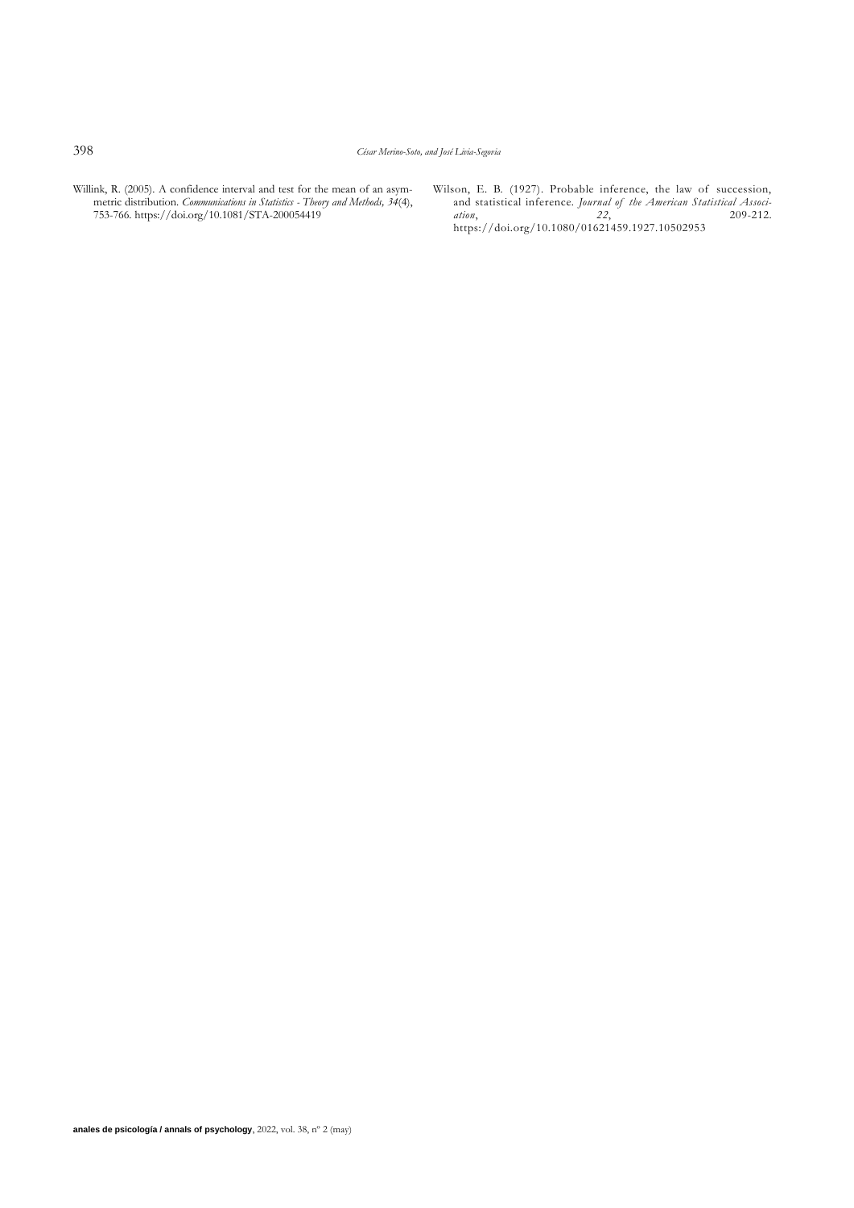Willink, R. (2005). A confidence interval and test for the mean of an asymmetric distribution. *Communications in Statistics - Theory and Methods, 34*(4), 753-766. https://doi.org/10.1081/STA-200054419

Wilson, E. B. (1927). Probable inference, the law of succession, and statistical inference. *Journal of the American Statistical Association*, *22*, 209-212. https://doi.org/10.1080/01621459.1927.10502953